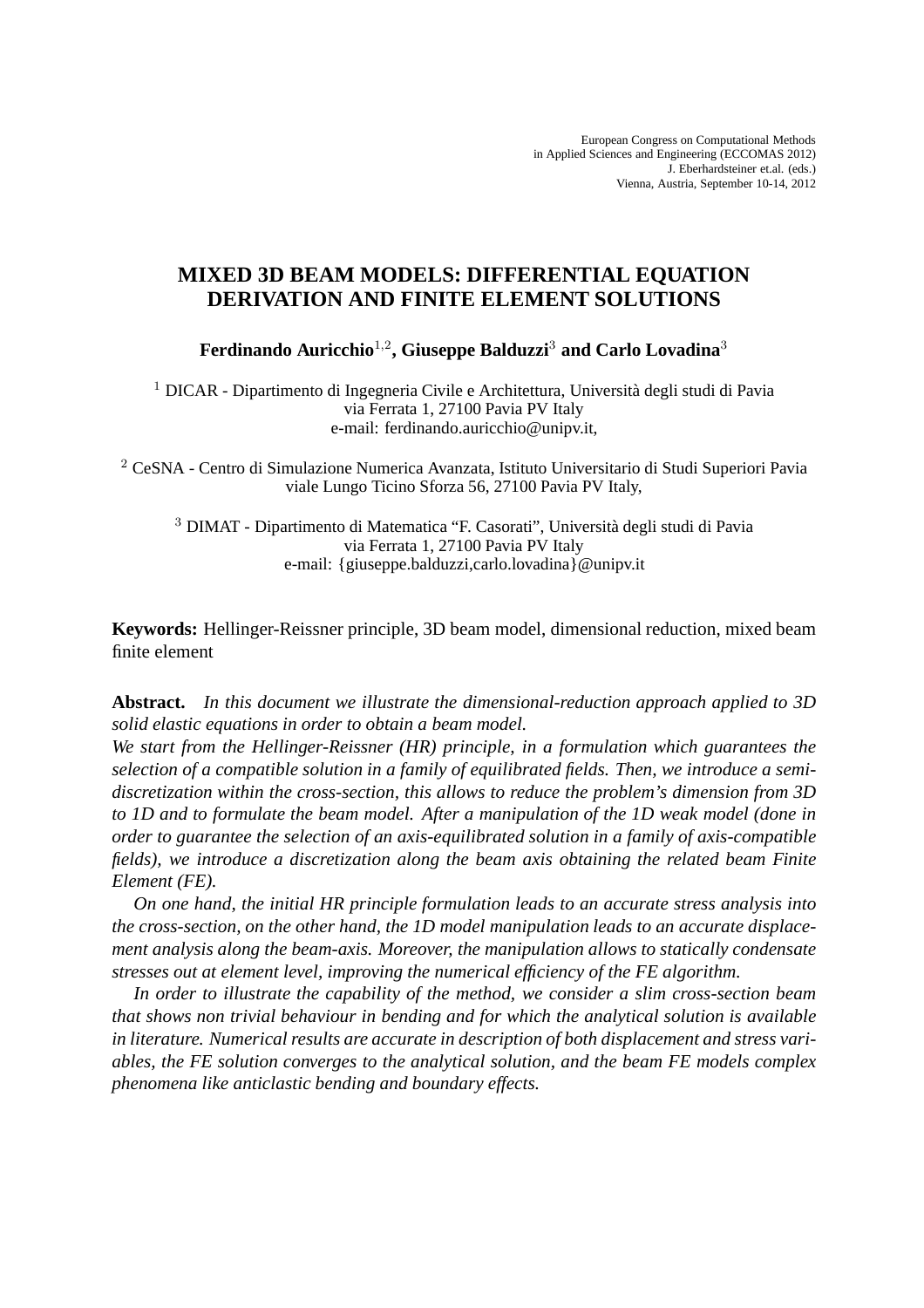European Congress on Computational Methods
in Applied Sciences and Engineering (ECCOMAS 2012)
J. Eberhardsteiner et.al. (eds.)
Vienna, Austria, September 10-14, 2012

# MIXED 3D BEAM MODELS: DIFFERENTIAL EQUATION DERIVATION AND FINITE ELEMENT SOLUTIONS

**Ferdinando Auricchio[1,2], Giuseppe Balduzzi[3] and Carlo Lovadina[3]**

[1] DICAR - Dipartimento di Ingegneria Civile e Architettura, Università degli studi di Pavia
via Ferrata 1, 27100 Pavia PV Italy
e-mail: ferdinando.auricchio@unipv.it,

[2] CeSNA - Centro di Simulazione Numerica Avanzata, Istituto Universitario di Studi Superiori Pavia
viale Lungo Ticino Sforza 56, 27100 Pavia PV Italy,

[3] DIMAT - Dipartimento di Matematica "F. Casorati", Università degli studi di Pavia
via Ferrata 1, 27100 Pavia PV Italy
e-mail: {giuseppe.balduzzi,carlo.lovadina}@unipv.it

**Keywords:** Hellinger-Reissner principle, 3D beam model, dimensional reduction, mixed beam finite element

**Abstract.** *In this document we illustrate the dimensional-reduction approach applied to 3D solid elastic equations in order to obtain a beam model.*
*We start from the Hellinger-Reissner (HR) principle, in a formulation which guarantees the selection of a compatible solution in a family of equilibrated fields. Then, we introduce a semi-discretization within the cross-section, this allows to reduce the problem's dimension from 3D to 1D and to formulate the beam model. After a manipulation of the 1D weak model (done in order to guarantee the selection of an axis-equilibrated solution in a family of axis-compatible fields), we introduce a discretization along the beam axis obtaining the related beam Finite Element (FE).*

*On one hand, the initial HR principle formulation leads to an accurate stress analysis into the cross-section, on the other hand, the 1D model manipulation leads to an accurate displacement analysis along the beam-axis. Moreover, the manipulation allows to statically condensate stresses out at element level, improving the numerical efficiency of the FE algorithm.*

*In order to illustrate the capability of the method, we consider a slim cross-section beam that shows non trivial behaviour in bending and for which the analytical solution is available in literature. Numerical results are accurate in description of both displacement and stress variables, the FE solution converges to the analytical solution, and the beam FE models complex phenomena like anticlastic bending and boundary effects.*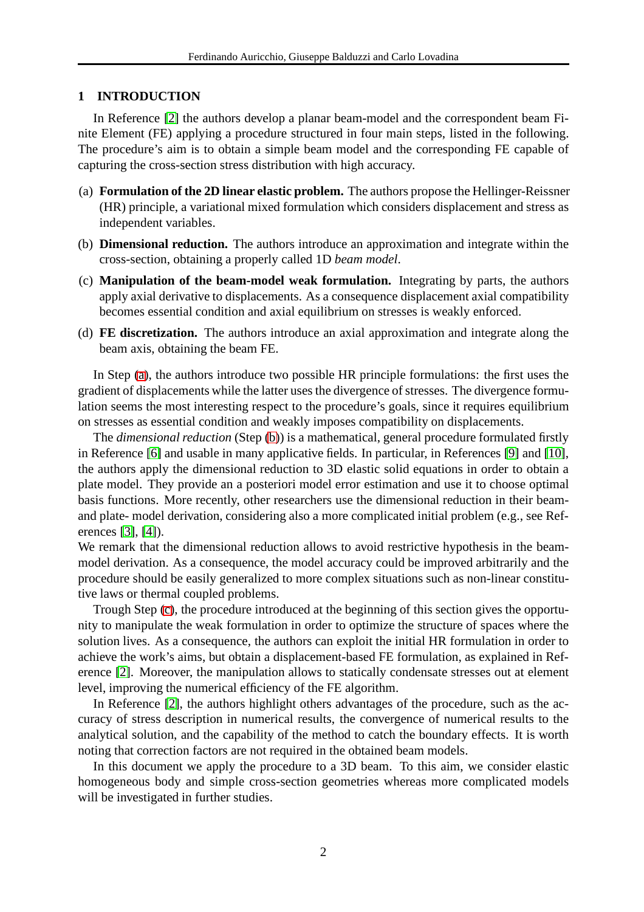## 1 INTRODUCTION

In Reference [2] the authors develop a planar beam-model and the correspondent beam Finite Element (FE) applying a procedure structured in four main steps, listed in the following. The procedure's aim is to obtain a simple beam model and the corresponding FE capable of capturing the cross-section stress distribution with high accuracy.

(a) **Formulation of the 2D linear elastic problem.** The authors propose the Hellinger-Reissner (HR) principle, a variational mixed formulation which considers displacement and stress as independent variables.

(b) **Dimensional reduction.** The authors introduce an approximation and integrate within the cross-section, obtaining a properly called 1D *beam model*.

(c) **Manipulation of the beam-model weak formulation.** Integrating by parts, the authors apply axial derivative to displacements. As a consequence displacement axial compatibility becomes essential condition and axial equilibrium on stresses is weakly enforced.

(d) **FE discretization.** The authors introduce an axial approximation and integrate along the beam axis, obtaining the beam FE.

In Step (a), the authors introduce two possible HR principle formulations: the first uses the gradient of displacements while the latter uses the divergence of stresses. The divergence formulation seems the most interesting respect to the procedure's goals, since it requires equilibrium on stresses as essential condition and weakly imposes compatibility on displacements.

The *dimensional reduction* (Step (b)) is a mathematical, general procedure formulated firstly in Reference [6] and usable in many applicative fields. In particular, in References [9] and [10], the authors apply the dimensional reduction to 3D elastic solid equations in order to obtain a plate model. They provide an a posteriori model error estimation and use it to choose optimal basis functions. More recently, other researchers use the dimensional reduction in their beam- and plate- model derivation, considering also a more complicated initial problem (e.g., see References [3], [4]).

We remark that the dimensional reduction allows to avoid restrictive hypothesis in the beam-model derivation. As a consequence, the model accuracy could be improved arbitrarily and the procedure should be easily generalized to more complex situations such as non-linear constitutive laws or thermal coupled problems.

Trough Step (c), the procedure introduced at the beginning of this section gives the opportunity to manipulate the weak formulation in order to optimize the structure of spaces where the solution lives. As a consequence, the authors can exploit the initial HR formulation in order to achieve the work's aims, but obtain a displacement-based FE formulation, as explained in Reference [2]. Moreover, the manipulation allows to statically condensate stresses out at element level, improving the numerical efficiency of the FE algorithm.

In Reference [2], the authors highlight others advantages of the procedure, such as the accuracy of stress description in numerical results, the convergence of numerical results to the analytical solution, and the capability of the method to catch the boundary effects. It is worth noting that correction factors are not required in the obtained beam models.

In this document we apply the procedure to a 3D beam. To this aim, we consider elastic homogeneous body and simple cross-section geometries whereas more complicated models will be investigated in further studies.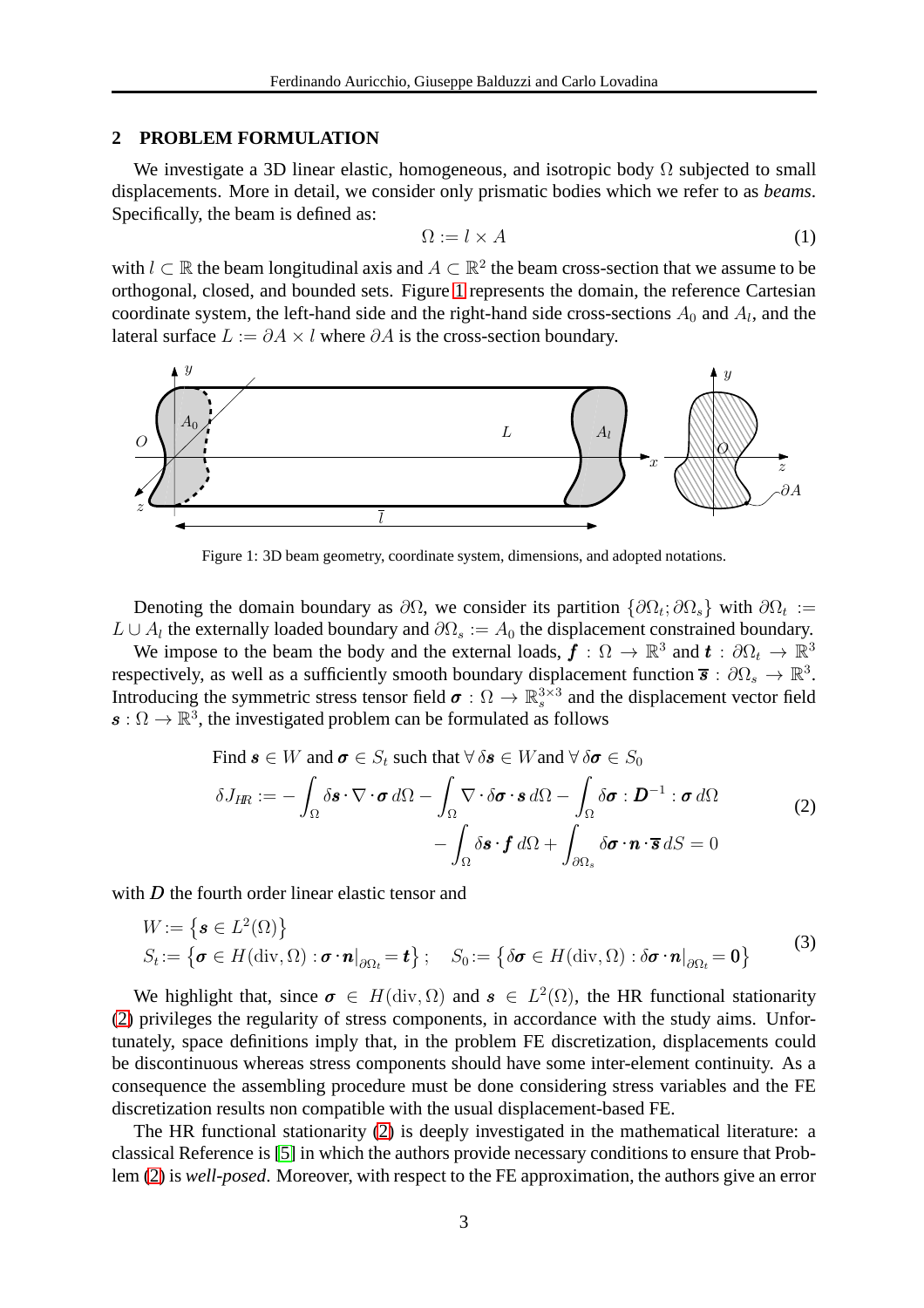## 2 PROBLEM FORMULATION

We investigate a 3D linear elastic, homogeneous, and isotropic body $\Omega$ subjected to small displacements. More in detail, we consider only prismatic bodies which we refer to as *beams*. Specifically, the beam is defined as:

$$\Omega := l \times A \tag{1}$$

with $l \subset \mathbb{R}$ the beam longitudinal axis and $A \subset \mathbb{R}^2$ the beam cross-section that we assume to be orthogonal, closed, and bounded sets. Figure 1 represents the domain, the reference Cartesian coordinate system, the left-hand side and the right-hand side cross-sections $A_0$ and $A_l$, and the lateral surface $L := \partial A \times l$ where $\partial A$ is the cross-section boundary.

Figure 1: 3D beam geometry, coordinate system, dimensions, and adopted notations.

Denoting the domain boundary as $\partial\Omega$, we consider its partition $\{\partial\Omega_t; \partial\Omega_s\}$ with $\partial\Omega_t := L \cup A_l$ the externally loaded boundary and $\partial\Omega_s := A_0$ the displacement constrained boundary.

We impose to the beam the body and the external loads, $\boldsymbol{f} : \Omega \to \mathbb{R}^3$ and $\boldsymbol{t} : \partial\Omega_t \to \mathbb{R}^3$ respectively, as well as a sufficiently smooth boundary displacement function $\overline{\boldsymbol{s}} : \partial\Omega_s \to \mathbb{R}^3$. Introducing the symmetric stress tensor field $\boldsymbol{\sigma} : \Omega \to \mathbb{R}^{3\times 3}_s$ and the displacement vector field $\boldsymbol{s} : \Omega \to \mathbb{R}^3$, the investigated problem can be formulated as follows

$$\begin{aligned}
&\text{Find } \boldsymbol{s} \in W \text{ and } \boldsymbol{\sigma} \in S_t \text{ such that } \forall\, \delta\boldsymbol{s} \in W \text{ and } \forall\, \delta\boldsymbol{\sigma} \in S_0 \\
&\delta J_{HR} := -\int_\Omega \delta\boldsymbol{s} \cdot \nabla \cdot \boldsymbol{\sigma}\, d\Omega - \int_\Omega \nabla \cdot \delta\boldsymbol{\sigma} \cdot \boldsymbol{s}\, d\Omega - \int_\Omega \delta\boldsymbol{\sigma} : \boldsymbol{D}^{-1} : \boldsymbol{\sigma}\, d\Omega \\
&\qquad\qquad - \int_\Omega \delta\boldsymbol{s} \cdot \boldsymbol{f}\, d\Omega + \int_{\partial\Omega_s} \delta\boldsymbol{\sigma} \cdot \boldsymbol{n} \cdot \overline{\boldsymbol{s}}\, dS = 0
\end{aligned} \tag{2}$$

with $\boldsymbol{D}$ the fourth order linear elastic tensor and

$$\begin{aligned}
&W := \left\{ \boldsymbol{s} \in L^2(\Omega) \right\} \\
&S_t := \left\{ \boldsymbol{\sigma} \in H(\mathrm{div}, \Omega) : \boldsymbol{\sigma} \cdot \boldsymbol{n}|_{\partial\Omega_t} = \boldsymbol{t} \right\}; \quad S_0 := \left\{ \delta\boldsymbol{\sigma} \in H(\mathrm{div}, \Omega) : \delta\boldsymbol{\sigma} \cdot \boldsymbol{n}|_{\partial\Omega_t} = \boldsymbol{0} \right\}
\end{aligned} \tag{3}$$

We highlight that, since $\boldsymbol{\sigma} \in H(\mathrm{div}, \Omega)$ and $\boldsymbol{s} \in L^2(\Omega)$, the HR functional stationarity (2) privileges the regularity of stress components, in accordance with the study aims. Unfortunately, space definitions imply that, in the problem FE discretization, displacements could be discontinuous whereas stress components should have some inter-element continuity. As a consequence the assembling procedure must be done considering stress variables and the FE discretization results non compatible with the usual displacement-based FE.

The HR functional stationarity (2) is deeply investigated in the mathematical literature: a classical Reference is [5] in which the authors provide necessary conditions to ensure that Problem (2) is *well-posed*. Moreover, with respect to the FE approximation, the authors give an error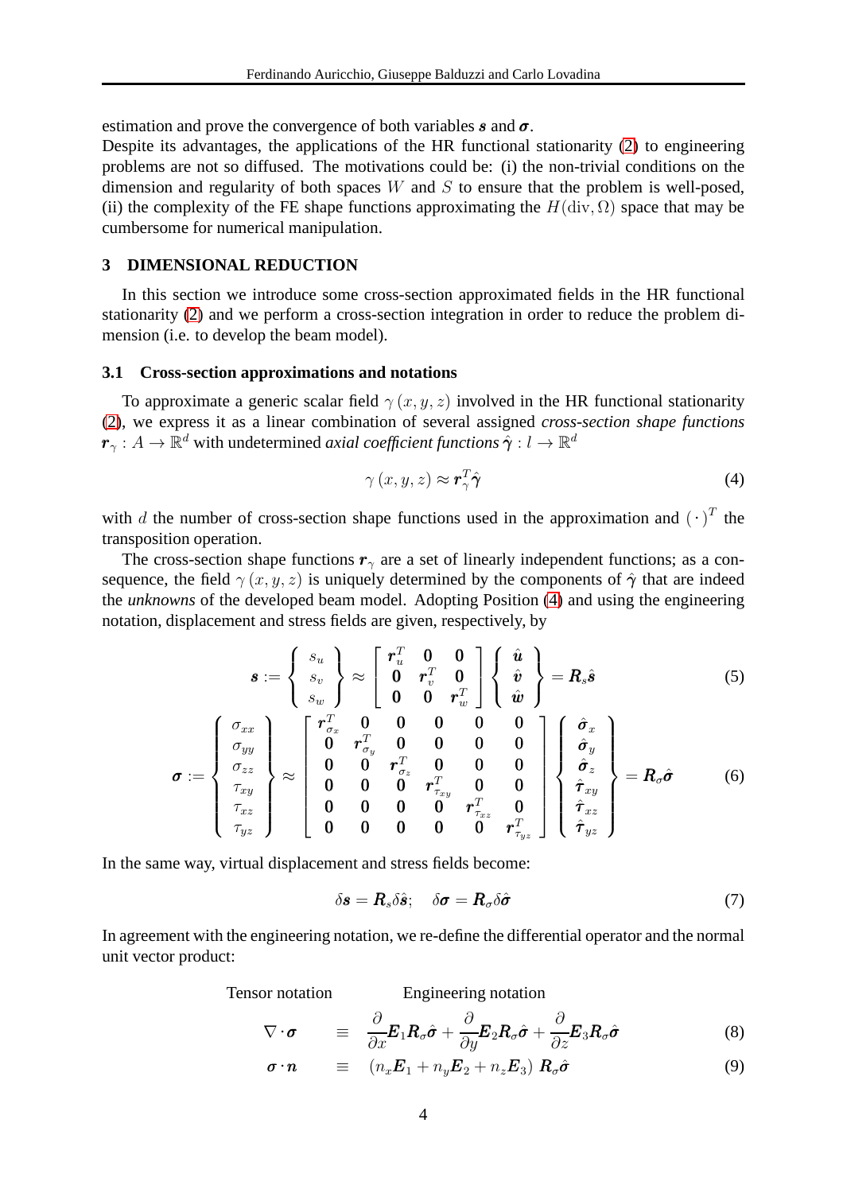estimation and prove the convergence of both variables $\boldsymbol{s}$ and $\boldsymbol{\sigma}$.
Despite its advantages, the applications of the HR functional stationarity (2) to engineering problems are not so diffused. The motivations could be: (i) the non-trivial conditions on the dimension and regularity of both spaces $W$ and $S$ to ensure that the problem is well-posed, (ii) the complexity of the FE shape functions approximating the $H(\mathrm{div}, \Omega)$ space that may be cumbersome for numerical manipulation.

## 3 DIMENSIONAL REDUCTION

In this section we introduce some cross-section approximated fields in the HR functional stationarity (2) and we perform a cross-section integration in order to reduce the problem dimension (i.e. to develop the beam model).

### 3.1 Cross-section approximations and notations

To approximate a generic scalar field $\gamma(x, y, z)$ involved in the HR functional stationarity (2), we express it as a linear combination of several assigned *cross-section shape functions* $\boldsymbol{r}_\gamma : A \rightarrow \mathbb{R}^d$ with undetermined *axial coefficient functions* $\hat{\boldsymbol{\gamma}} : l \rightarrow \mathbb{R}^d$

$$\gamma(x, y, z) \approx \boldsymbol{r}_\gamma^T \hat{\boldsymbol{\gamma}} \tag{4}$$

with $d$ the number of cross-section shape functions used in the approximation and $(\cdot)^T$ the transposition operation.

The cross-section shape functions $\boldsymbol{r}_\gamma$ are a set of linearly independent functions; as a consequence, the field $\gamma(x, y, z)$ is uniquely determined by the components of $\hat{\boldsymbol{\gamma}}$ that are indeed the *unknowns* of the developed beam model. Adopting Position (4) and using the engineering notation, displacement and stress fields are given, respectively, by

$$\boldsymbol{s} := \left\{ \begin{array}{c} s_u \\ s_v \\ s_w \end{array} \right\} \approx \left[ \begin{array}{ccc} \boldsymbol{r}_u^T & \boldsymbol{0} & \boldsymbol{0} \\ \boldsymbol{0} & \boldsymbol{r}_v^T & \boldsymbol{0} \\ \boldsymbol{0} & \boldsymbol{0} & \boldsymbol{r}_w^T \end{array} \right] \left\{ \begin{array}{c} \hat{\boldsymbol{u}} \\ \hat{\boldsymbol{v}} \\ \hat{\boldsymbol{w}} \end{array} \right\} = \boldsymbol{R}_s \hat{\boldsymbol{s}} \tag{5}$$

$$\boldsymbol{\sigma} := \left\{ \begin{array}{c} \sigma_{xx} \\ \sigma_{yy} \\ \sigma_{zz} \\ \tau_{xy} \\ \tau_{xz} \\ \tau_{yz} \end{array} \right\} \approx \left[ \begin{array}{cccccc} \boldsymbol{r}_{\sigma_x}^T & \boldsymbol{0} & \boldsymbol{0} & \boldsymbol{0} & \boldsymbol{0} & \boldsymbol{0} \\ \boldsymbol{0} & \boldsymbol{r}_{\sigma_y}^T & \boldsymbol{0} & \boldsymbol{0} & \boldsymbol{0} & \boldsymbol{0} \\ \boldsymbol{0} & \boldsymbol{0} & \boldsymbol{r}_{\sigma_z}^T & \boldsymbol{0} & \boldsymbol{0} & \boldsymbol{0} \\ \boldsymbol{0} & \boldsymbol{0} & \boldsymbol{0} & \boldsymbol{r}_{\tau_{xy}}^T & \boldsymbol{0} & \boldsymbol{0} \\ \boldsymbol{0} & \boldsymbol{0} & \boldsymbol{0} & \boldsymbol{0} & \boldsymbol{r}_{\tau_{xz}}^T & \boldsymbol{0} \\ \boldsymbol{0} & \boldsymbol{0} & \boldsymbol{0} & \boldsymbol{0} & \boldsymbol{0} & \boldsymbol{r}_{\tau_{yz}}^T \end{array} \right] \left\{ \begin{array}{c} \hat{\boldsymbol{\sigma}}_x \\ \hat{\boldsymbol{\sigma}}_y \\ \hat{\boldsymbol{\sigma}}_z \\ \hat{\boldsymbol{\tau}}_{xy} \\ \hat{\boldsymbol{\tau}}_{xz} \\ \hat{\boldsymbol{\tau}}_{yz} \end{array} \right\} = \boldsymbol{R}_\sigma \hat{\boldsymbol{\sigma}} \tag{6}$$

In the same way, virtual displacement and stress fields become:

$$\delta \boldsymbol{s} = \boldsymbol{R}_s \delta \hat{\boldsymbol{s}}; \quad \delta \boldsymbol{\sigma} = \boldsymbol{R}_\sigma \delta \hat{\boldsymbol{\sigma}} \tag{7}$$

In agreement with the engineering notation, we re-define the differential operator and the normal unit vector product:

| Tensor notation | | Engineering notation |
|---|---|---|
| $\nabla \cdot \boldsymbol{\sigma}$ | $\equiv$ | $\dfrac{\partial}{\partial x} \boldsymbol{E}_1 \boldsymbol{R}_\sigma \hat{\boldsymbol{\sigma}} + \dfrac{\partial}{\partial y} \boldsymbol{E}_2 \boldsymbol{R}_\sigma \hat{\boldsymbol{\sigma}} + \dfrac{\partial}{\partial z} \boldsymbol{E}_3 \boldsymbol{R}_\sigma \hat{\boldsymbol{\sigma}}$ (8) |
| $\boldsymbol{\sigma} \cdot \boldsymbol{n}$ | $\equiv$ | $(n_x \boldsymbol{E}_1 + n_y \boldsymbol{E}_2 + n_z \boldsymbol{E}_3) \, \boldsymbol{R}_\sigma \hat{\boldsymbol{\sigma}}$ (9) |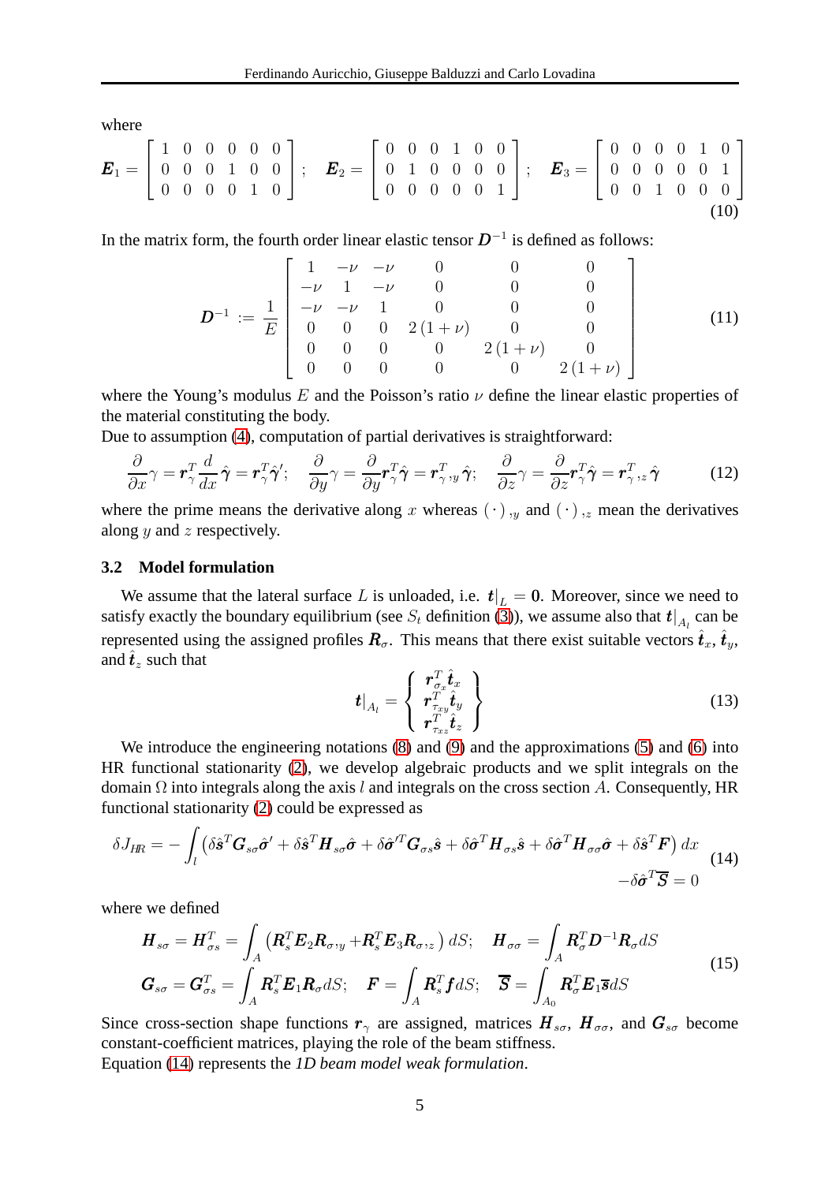where

$$
\boldsymbol{E}_1 = \begin{bmatrix} 1 & 0 & 0 & 0 & 0 & 0 \\ 0 & 0 & 0 & 1 & 0 & 0 \\ 0 & 0 & 0 & 0 & 1 & 0 \end{bmatrix}; \quad \boldsymbol{E}_2 = \begin{bmatrix} 0 & 0 & 0 & 1 & 0 & 0 \\ 0 & 1 & 0 & 0 & 0 & 0 \\ 0 & 0 & 0 & 0 & 0 & 1 \end{bmatrix}; \quad \boldsymbol{E}_3 = \begin{bmatrix} 0 & 0 & 0 & 0 & 1 & 0 \\ 0 & 0 & 0 & 0 & 0 & 1 \\ 0 & 0 & 1 & 0 & 0 & 0 \end{bmatrix} \tag{10}
$$

In the matrix form, the fourth order linear elastic tensor $\boldsymbol{D}^{-1}$ is defined as follows:

$$
\boldsymbol{D}^{-1} := \frac{1}{E} \begin{bmatrix} 1 & -\nu & -\nu & 0 & 0 & 0 \\ -\nu & 1 & -\nu & 0 & 0 & 0 \\ -\nu & -\nu & 1 & 0 & 0 & 0 \\ 0 & 0 & 0 & 2(1+\nu) & 0 & 0 \\ 0 & 0 & 0 & 0 & 2(1+\nu) & 0 \\ 0 & 0 & 0 & 0 & 0 & 2(1+\nu) \end{bmatrix} \tag{11}
$$

where the Young's modulus $E$ and the Poisson's ratio $\nu$ define the linear elastic properties of the material constituting the body.
Due to assumption (4), computation of partial derivatives is straightforward:

$$
\frac{\partial}{\partial x}\gamma = \boldsymbol{r}_\gamma^T \frac{d}{dx}\hat{\boldsymbol{\gamma}} = \boldsymbol{r}_\gamma^T \hat{\boldsymbol{\gamma}}'; \quad \frac{\partial}{\partial y}\gamma = \frac{\partial}{\partial y}\boldsymbol{r}_\gamma^T \hat{\boldsymbol{\gamma}} = \boldsymbol{r}_{\gamma}^T{}_{,y}\, \hat{\boldsymbol{\gamma}}; \quad \frac{\partial}{\partial z}\gamma = \frac{\partial}{\partial z}\boldsymbol{r}_\gamma^T \hat{\boldsymbol{\gamma}} = \boldsymbol{r}_{\gamma}^T{}_{,z}\, \hat{\boldsymbol{\gamma}} \tag{12}
$$

where the prime means the derivative along $x$ whereas $(\cdot)_{,y}$ and $(\cdot)_{,z}$ mean the derivatives along $y$ and $z$ respectively.

### 3.2 Model formulation

We assume that the lateral surface $L$ is unloaded, i.e. $\boldsymbol{t}|_L = \boldsymbol{0}$. Moreover, since we need to satisfy exactly the boundary equilibrium (see $S_t$ definition (3)), we assume also that $\boldsymbol{t}|_{A_l}$ can be represented using the assigned profiles $\boldsymbol{R}_\sigma$. This means that there exist suitable vectors $\hat{\boldsymbol{t}}_x$, $\hat{\boldsymbol{t}}_y$, and $\hat{\boldsymbol{t}}_z$ such that

$$
\boldsymbol{t}|_{A_l} = \left\{ \begin{array}{c} \boldsymbol{r}_{\sigma_x}^T \hat{\boldsymbol{t}}_x \\ \boldsymbol{r}_{\tau_{xy}}^T \hat{\boldsymbol{t}}_y \\ \boldsymbol{r}_{\tau_{xz}}^T \hat{\boldsymbol{t}}_z \end{array} \right\} \tag{13}
$$

We introduce the engineering notations (8) and (9) and the approximations (5) and (6) into HR functional stationarity (2), we develop algebraic products and we split integrals on the domain $\Omega$ into integrals along the axis $l$ and integrals on the cross section $A$. Consequently, HR functional stationarity (2) could be expressed as

$$
\begin{aligned}
\delta J_{HR} = -\int_l \left( \delta\hat{\boldsymbol{s}}^T \boldsymbol{G}_{s\sigma}\hat{\boldsymbol{\sigma}}' + \delta\hat{\boldsymbol{s}}^T \boldsymbol{H}_{s\sigma}\hat{\boldsymbol{\sigma}} + \delta\hat{\boldsymbol{\sigma}}'^T \boldsymbol{G}_{\sigma s}\hat{\boldsymbol{s}} + \delta\hat{\boldsymbol{\sigma}}^T \boldsymbol{H}_{\sigma s}\hat{\boldsymbol{s}} + \delta\hat{\boldsymbol{\sigma}}^T \boldsymbol{H}_{\sigma\sigma}\hat{\boldsymbol{\sigma}} + \delta\hat{\boldsymbol{s}}^T \boldsymbol{F} \right) dx \\
-\delta\hat{\boldsymbol{\sigma}}^T \overline{\boldsymbol{S}} = 0
\end{aligned} \tag{14}
$$

where we defined

$$
\begin{aligned}
&\boldsymbol{H}_{s\sigma} = \boldsymbol{H}_{\sigma s}^T = \int_A \left( \boldsymbol{R}_s^T \boldsymbol{E}_2 \boldsymbol{R}_{\sigma,y} + \boldsymbol{R}_s^T \boldsymbol{E}_3 \boldsymbol{R}_{\sigma,z} \right) dS; \quad \boldsymbol{H}_{\sigma\sigma} = \int_A \boldsymbol{R}_\sigma^T \boldsymbol{D}^{-1} \boldsymbol{R}_\sigma dS \\
&\boldsymbol{G}_{s\sigma} = \boldsymbol{G}_{\sigma s}^T = \int_A \boldsymbol{R}_s^T \boldsymbol{E}_1 \boldsymbol{R}_\sigma dS; \quad \boldsymbol{F} = \int_A \boldsymbol{R}_s^T \boldsymbol{f} dS; \quad \overline{\boldsymbol{S}} = \int_{A_0} \boldsymbol{R}_\sigma^T \boldsymbol{E}_1 \overline{\boldsymbol{s}} dS
\end{aligned} \tag{15}
$$

Since cross-section shape functions $\boldsymbol{r}_\gamma$ are assigned, matrices $\boldsymbol{H}_{s\sigma}$, $\boldsymbol{H}_{\sigma\sigma}$, and $\boldsymbol{G}_{s\sigma}$ become constant-coefficient matrices, playing the role of the beam stiffness.
Equation (14) represents the *1D beam model weak formulation*.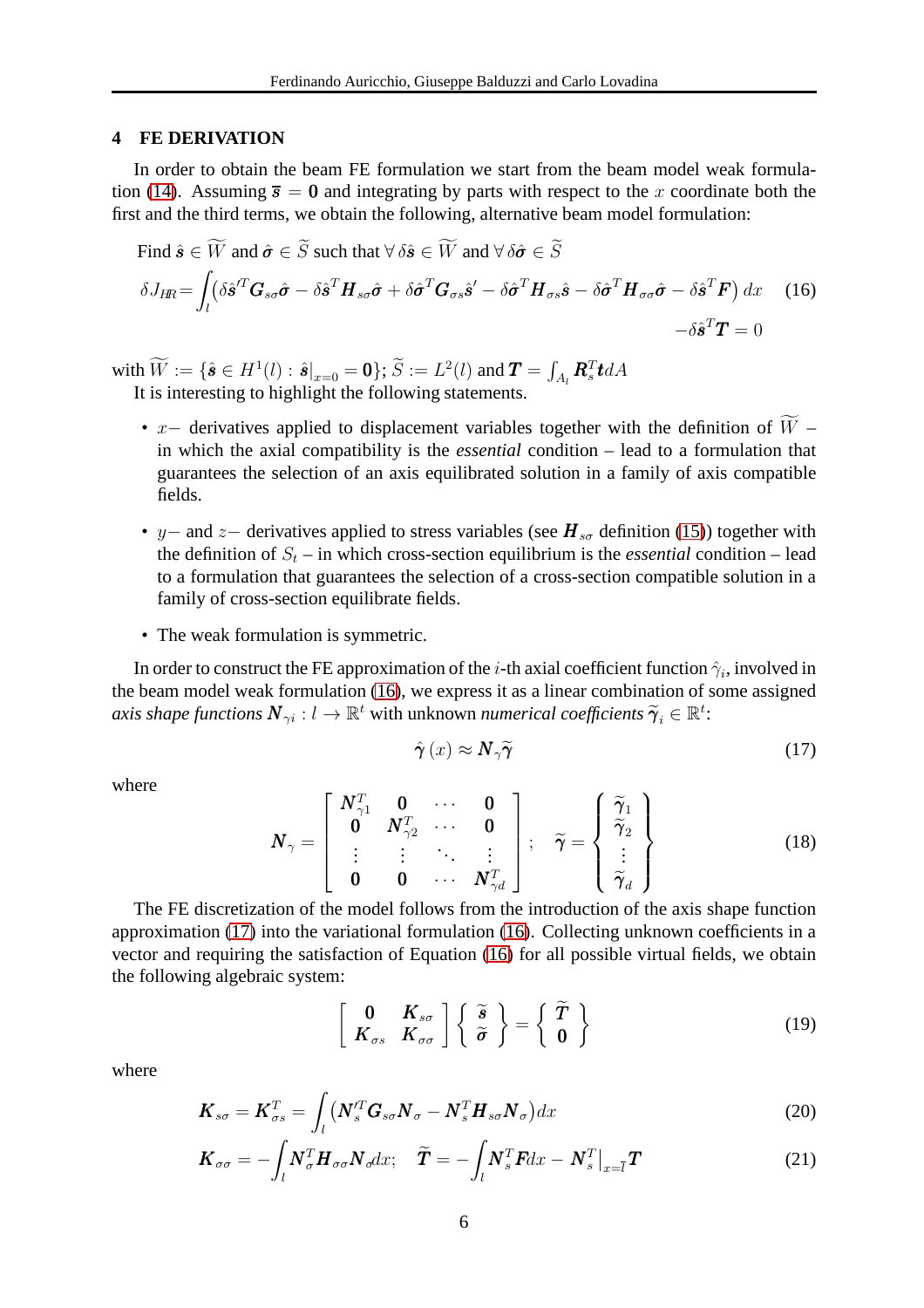## 4 FE DERIVATION

In order to obtain the beam FE formulation we start from the beam model weak formulation (14). Assuming $\overline{\boldsymbol{s}} = \mathbf{0}$ and integrating by parts with respect to the $x$ coordinate both the first and the third terms, we obtain the following, alternative beam model formulation:

Find $\hat{\boldsymbol{s}} \in \widetilde{W}$ and $\hat{\boldsymbol{\sigma}} \in \widetilde{S}$ such that $\forall\, \delta\hat{\boldsymbol{s}} \in \widetilde{W}$ and $\forall\, \delta\hat{\boldsymbol{\sigma}} \in \widetilde{S}$

$$
\begin{aligned}
\delta J_{HR} = \int_l \Big( \delta\hat{\boldsymbol{s}}'^T \boldsymbol{G}_{s\sigma} \hat{\boldsymbol{\sigma}} - \delta\hat{\boldsymbol{s}}^T \boldsymbol{H}_{s\sigma} \hat{\boldsymbol{\sigma}} + \delta\hat{\boldsymbol{\sigma}}^T \boldsymbol{G}_{\sigma s} \hat{\boldsymbol{s}}' - \delta\hat{\boldsymbol{\sigma}}^T \boldsymbol{H}_{\sigma s} \hat{\boldsymbol{s}} - \delta\hat{\boldsymbol{\sigma}}^T \boldsymbol{H}_{\sigma\sigma} \hat{\boldsymbol{\sigma}} - \delta\hat{\boldsymbol{s}}^T \boldsymbol{F} \Big)\, dx \\
- \delta\hat{\boldsymbol{s}}^T \boldsymbol{T} = 0
\end{aligned}
\tag{16}
$$

with $\widetilde{W} := \{\hat{\boldsymbol{s}} \in H^1(l) : \hat{\boldsymbol{s}}|_{x=0} = \mathbf{0}\}$; $\widetilde{S} := L^2(l)$ and $\boldsymbol{T} = \int_{A_l} \boldsymbol{R}_s^T \boldsymbol{t} dA$

It is interesting to highlight the following statements.

- $x-$ derivatives applied to displacement variables together with the definition of $\widetilde{W}$ – in which the axial compatibility is the *essential* condition – lead to a formulation that guarantees the selection of an axis equilibrated solution in a family of axis compatible fields.
- $y-$ and $z-$ derivatives applied to stress variables (see $\boldsymbol{H}_{s\sigma}$ definition (15)) together with the definition of $S_t$ – in which cross-section equilibrium is the *essential* condition – lead to a formulation that guarantees the selection of a cross-section compatible solution in a family of cross-section equilibrate fields.
- The weak formulation is symmetric.

In order to construct the FE approximation of the $i$-th axial coefficient function $\hat{\gamma}_i$, involved in the beam model weak formulation (16), we express it as a linear combination of some assigned *axis shape functions* $\boldsymbol{N}_{\gamma i} : l \to \mathbb{R}^t$ with unknown *numerical coefficients* $\widetilde{\boldsymbol{\gamma}}_i \in \mathbb{R}^t$:

$$
\hat{\boldsymbol{\gamma}}(x) \approx \boldsymbol{N}_\gamma \widetilde{\boldsymbol{\gamma}} \tag{17}
$$

where

$$
\boldsymbol{N}_\gamma = \begin{bmatrix} \boldsymbol{N}_{\gamma 1}^T & \mathbf{0} & \cdots & \mathbf{0} \\ \mathbf{0} & \boldsymbol{N}_{\gamma 2}^T & \cdots & \mathbf{0} \\ \vdots & \vdots & \ddots & \vdots \\ \mathbf{0} & \mathbf{0} & \cdots & \boldsymbol{N}_{\gamma d}^T \end{bmatrix}; \quad \widetilde{\boldsymbol{\gamma}} = \begin{Bmatrix} \widetilde{\boldsymbol{\gamma}}_1 \\ \widetilde{\boldsymbol{\gamma}}_2 \\ \vdots \\ \widetilde{\boldsymbol{\gamma}}_d \end{Bmatrix} \tag{18}
$$

The FE discretization of the model follows from the introduction of the axis shape function approximation (17) into the variational formulation (16). Collecting unknown coefficients in a vector and requiring the satisfaction of Equation (16) for all possible virtual fields, we obtain the following algebraic system:

$$
\begin{bmatrix} \mathbf{0} & \boldsymbol{K}_{s\sigma} \\ \boldsymbol{K}_{\sigma s} & \boldsymbol{K}_{\sigma\sigma} \end{bmatrix} \begin{Bmatrix} \widetilde{\boldsymbol{s}} \\ \widetilde{\boldsymbol{\sigma}} \end{Bmatrix} = \begin{Bmatrix} \widetilde{\boldsymbol{T}} \\ \mathbf{0} \end{Bmatrix} \tag{19}
$$

where

$$
\boldsymbol{K}_{s\sigma} = \boldsymbol{K}_{\sigma s}^T = \int_l \left( \boldsymbol{N}_s'^T \boldsymbol{G}_{s\sigma} \boldsymbol{N}_\sigma - \boldsymbol{N}_s^T \boldsymbol{H}_{s\sigma} \boldsymbol{N}_\sigma \right) dx \tag{20}
$$

$$
\boldsymbol{K}_{\sigma\sigma} = -\int_l \boldsymbol{N}_\sigma^T \boldsymbol{H}_{\sigma\sigma} \boldsymbol{N}_\sigma dx; \quad \widetilde{\boldsymbol{T}} = -\int_l \boldsymbol{N}_s^T \boldsymbol{F} dx - \boldsymbol{N}_s^T\big|_{x=\bar{l}} \boldsymbol{T} \tag{21}
$$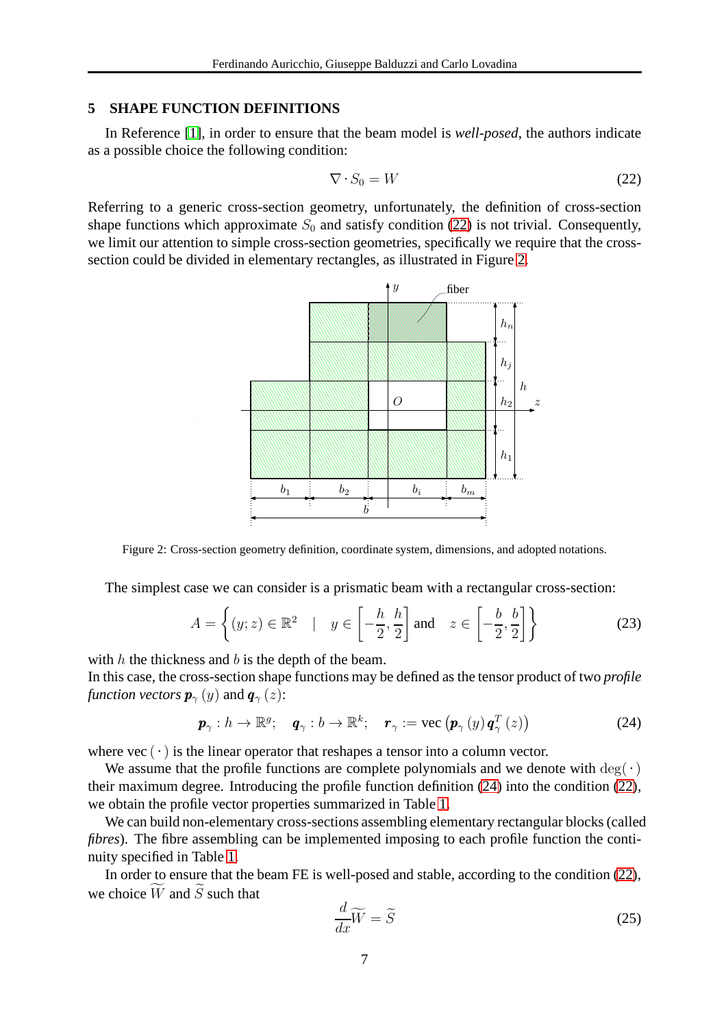## 5 SHAPE FUNCTION DEFINITIONS

In Reference [1], in order to ensure that the beam model is *well-posed*, the authors indicate as a possible choice the following condition:

$$\nabla \cdot S_0 = W \tag{22}$$

Referring to a generic cross-section geometry, unfortunately, the definition of cross-section shape functions which approximate $S_0$ and satisfy condition (22) is not trivial. Consequently, we limit our attention to simple cross-section geometries, specifically we require that the cross-section could be divided in elementary rectangles, as illustrated in Figure 2.

Figure 2: Cross-section geometry definition, coordinate system, dimensions, and adopted notations.

The simplest case we can consider is a prismatic beam with a rectangular cross-section:

$$A = \left\{ (y;z) \in \mathbb{R}^2 \quad | \quad y \in \left[ -\frac{h}{2}, \frac{h}{2} \right] \text{ and } \quad z \in \left[ -\frac{b}{2}, \frac{b}{2} \right] \right\} \tag{23}$$

with $h$ the thickness and $b$ is the depth of the beam.
In this case, the cross-section shape functions may be defined as the tensor product of two *profile function vectors* $\boldsymbol{p}_\gamma(y)$ and $\boldsymbol{q}_\gamma(z)$:

$$\boldsymbol{p}_\gamma : h \to \mathbb{R}^g; \quad \boldsymbol{q}_\gamma : b \to \mathbb{R}^k; \quad \boldsymbol{r}_\gamma := \text{vec}\left( \boldsymbol{p}_\gamma(y) \boldsymbol{q}_\gamma^T(z) \right) \tag{24}$$

where vec$(\cdot)$ is the linear operator that reshapes a tensor into a column vector.

We assume that the profile functions are complete polynomials and we denote with $\deg(\cdot)$ their maximum degree. Introducing the profile function definition (24) into the condition (22), we obtain the profile vector properties summarized in Table 1.

We can build non-elementary cross-sections assembling elementary rectangular blocks (called *fibres*). The fibre assembling can be implemented imposing to each profile function the continuity specified in Table 1.

In order to ensure that the beam FE is well-posed and stable, according to the condition (22), we choice $\widetilde{W}$ and $\widetilde{S}$ such that

$$\frac{d}{dx}\widetilde{W} = \widetilde{S} \tag{25}$$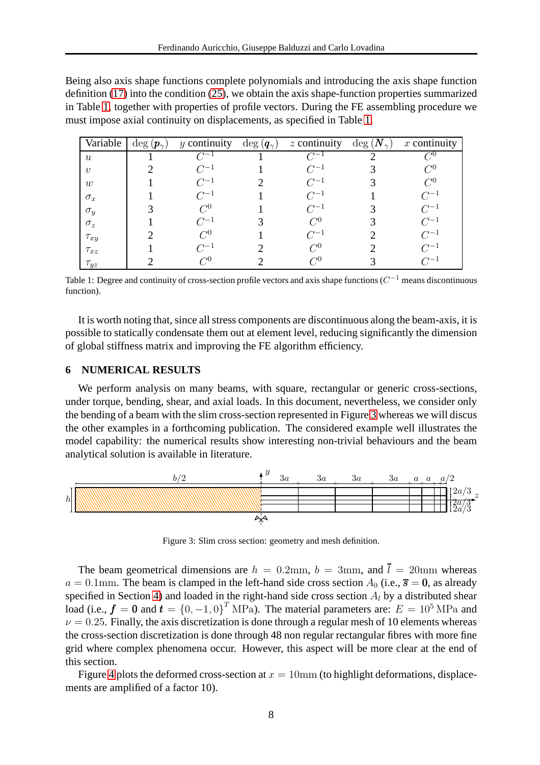Being also axis shape functions complete polynomials and introducing the axis shape function definition (17) into the condition (25), we obtain the axis shape-function properties summarized in Table 1, together with properties of profile vectors. During the FE assembling procedure we must impose axial continuity on displacements, as specified in Table 1.

| Variable | deg $(\boldsymbol{p}_\gamma)$ | $y$ continuity | deg $(\boldsymbol{q}_\gamma)$ | $z$ continuity | deg $(\boldsymbol{N}_\gamma)$ | $x$ continuity |
|---|---|---|---|---|---|---|
| $u$ | 1 | $C^{-1}$ | 1 | $C^{-1}$ | 2 | $C^0$ |
| $v$ | 2 | $C^{-1}$ | 1 | $C^{-1}$ | 3 | $C^0$ |
| $w$ | 1 | $C^{-1}$ | 2 | $C^{-1}$ | 3 | $C^0$ |
| $\sigma_x$ | 1 | $C^{-1}$ | 1 | $C^{-1}$ | 1 | $C^{-1}$ |
| $\sigma_y$ | 3 | $C^0$ | 1 | $C^{-1}$ | 3 | $C^{-1}$ |
| $\sigma_z$ | 1 | $C^{-1}$ | 3 | $C^0$ | 3 | $C^{-1}$ |
| $\tau_{xy}$ | 2 | $C^0$ | 1 | $C^{-1}$ | 2 | $C^{-1}$ |
| $\tau_{xz}$ | 1 | $C^{-1}$ | 2 | $C^0$ | 2 | $C^{-1}$ |
| $\tau_{yz}$ | 2 | $C^0$ | 2 | $C^0$ | 3 | $C^{-1}$ |

Table 1: Degree and continuity of cross-section profile vectors and axis shape functions ($C^{-1}$ means discontinuous function).

It is worth noting that, since all stress components are discontinuous along the beam-axis, it is possible to statically condensate them out at element level, reducing significantly the dimension of global stiffness matrix and improving the FE algorithm efficiency.

## 6 NUMERICAL RESULTS

We perform analysis on many beams, with square, rectangular or generic cross-sections, under torque, bending, shear, and axial loads. In this document, nevertheless, we consider only the bending of a beam with the slim cross-section represented in Figure 3 whereas we will discus the other examples in a forthcoming publication. The considered example well illustrates the model capability: the numerical results show interesting non-trivial behaviours and the beam analytical solution is available in literature.

Figure 3: Slim cross section: geometry and mesh definition.

The beam geometrical dimensions are $h = 0.2\text{mm}$, $b = 3\text{mm}$, and $\bar{l} = 20\text{mm}$ whereas $a = 0.1\text{mm}$. The beam is clamped in the left-hand side cross section $A_0$ (i.e., $\bar{\boldsymbol{s}} = \boldsymbol{0}$, as already specified in Section 4) and loaded in the right-hand side cross section $A_l$ by a distributed shear load (i.e., $\boldsymbol{f} = \boldsymbol{0}$ and $\boldsymbol{t} = \{0, -1, 0\}^T\,\text{MPa}$). The material parameters are: $E = 10^5\,\text{MPa}$ and $\nu = 0.25$. Finally, the axis discretization is done through a regular mesh of 10 elements whereas the cross-section discretization is done through 48 non regular rectangular fibres with more fine grid where complex phenomena occur. However, this aspect will be more clear at the end of this section.

Figure 4 plots the deformed cross-section at $x = 10\text{mm}$ (to highlight deformations, displacements are amplified of a factor 10).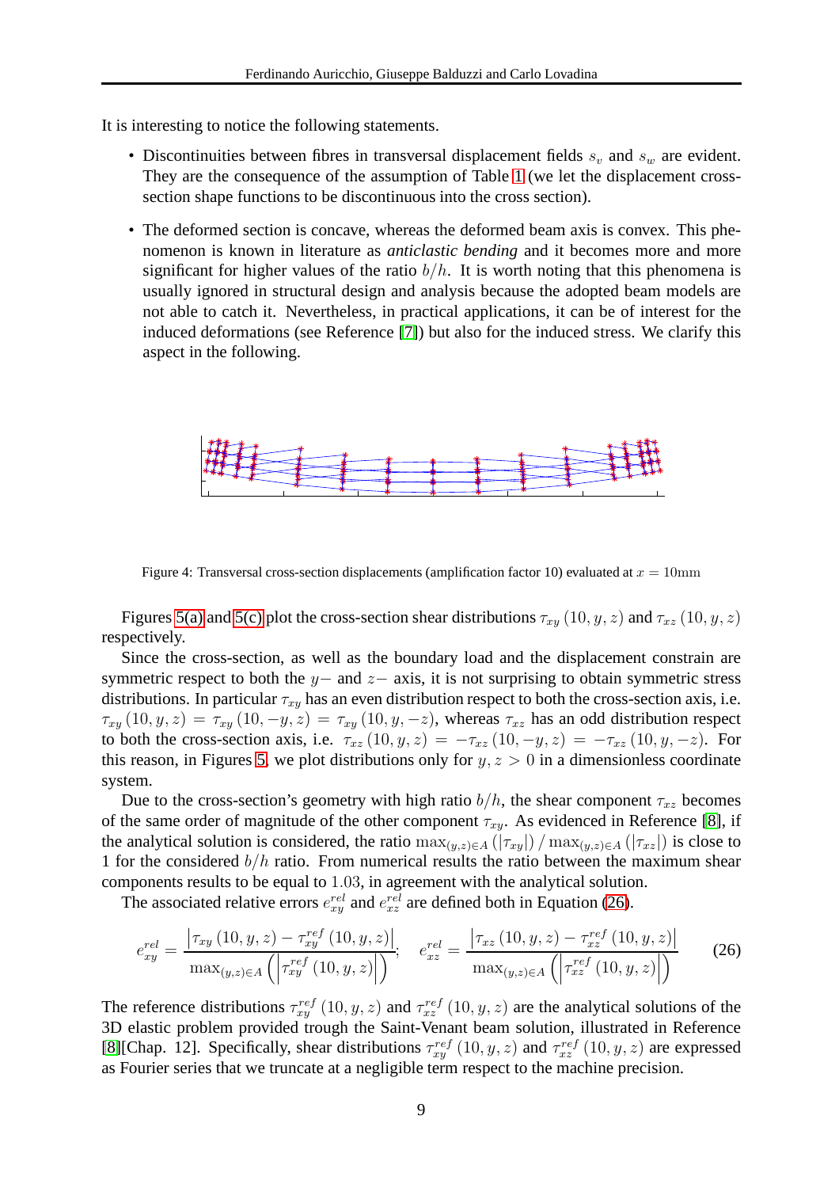It is interesting to notice the following statements.

- Discontinuities between fibres in transversal displacement fields $s_v$ and $s_w$ are evident. They are the consequence of the assumption of Table 1 (we let the displacement cross-section shape functions to be discontinuous into the cross section).
- The deformed section is concave, whereas the deformed beam axis is convex. This phenomenon is known in literature as *anticlastic bending* and it becomes more and more significant for higher values of the ratio $b/h$. It is worth noting that this phenomena is usually ignored in structural design and analysis because the adopted beam models are not able to catch it. Nevertheless, in practical applications, it can be of interest for the induced deformations (see Reference [7]) but also for the induced stress. We clarify this aspect in the following.

Figure 4: Transversal cross-section displacements (amplification factor 10) evaluated at $x = 10\text{mm}$

Figures 5(a) and 5(c) plot the cross-section shear distributions $\tau_{xy}(10, y, z)$ and $\tau_{xz}(10, y, z)$ respectively.

Since the cross-section, as well as the boundary load and the displacement constrain are symmetric respect to both the $y-$ and $z-$ axis, it is not surprising to obtain symmetric stress distributions. In particular $\tau_{xy}$ has an even distribution respect to both the cross-section axis, i.e. $\tau_{xy}(10, y, z) = \tau_{xy}(10, -y, z) = \tau_{xy}(10, y, -z)$, whereas $\tau_{xz}$ has an odd distribution respect to both the cross-section axis, i.e. $\tau_{xz}(10, y, z) = -\tau_{xz}(10, -y, z) = -\tau_{xz}(10, y, -z)$. For this reason, in Figures 5, we plot distributions only for $y, z > 0$ in a dimensionless coordinate system.

Due to the cross-section's geometry with high ratio $b/h$, the shear component $\tau_{xz}$ becomes of the same order of magnitude of the other component $\tau_{xy}$. As evidenced in Reference [8], if the analytical solution is considered, the ratio $\max_{(y,z)\in A}(|\tau_{xy}|) / \max_{(y,z)\in A}(|\tau_{xz}|)$ is close to 1 for the considered $b/h$ ratio. From numerical results the ratio between the maximum shear components results to be equal to $1.03$, in agreement with the analytical solution.

The associated relative errors $e_{xy}^{rel}$ and $e_{xz}^{rel}$ are defined both in Equation (26).

$$
e_{xy}^{rel} = \frac{\left|\tau_{xy}(10, y, z) - \tau_{xy}^{ref}(10, y, z)\right|}{\max_{(y,z)\in A}\left(\left|\tau_{xy}^{ref}(10, y, z)\right|\right)}; \quad e_{xz}^{rel} = \frac{\left|\tau_{xz}(10, y, z) - \tau_{xz}^{ref}(10, y, z)\right|}{\max_{(y,z)\in A}\left(\left|\tau_{xz}^{ref}(10, y, z)\right|\right)} \tag{26}
$$

The reference distributions $\tau_{xy}^{ref}(10, y, z)$ and $\tau_{xz}^{ref}(10, y, z)$ are the analytical solutions of the 3D elastic problem provided trough the Saint-Venant beam solution, illustrated in Reference [8][Chap. 12]. Specifically, shear distributions $\tau_{xy}^{ref}(10, y, z)$ and $\tau_{xz}^{ref}(10, y, z)$ are expressed as Fourier series that we truncate at a negligible term respect to the machine precision.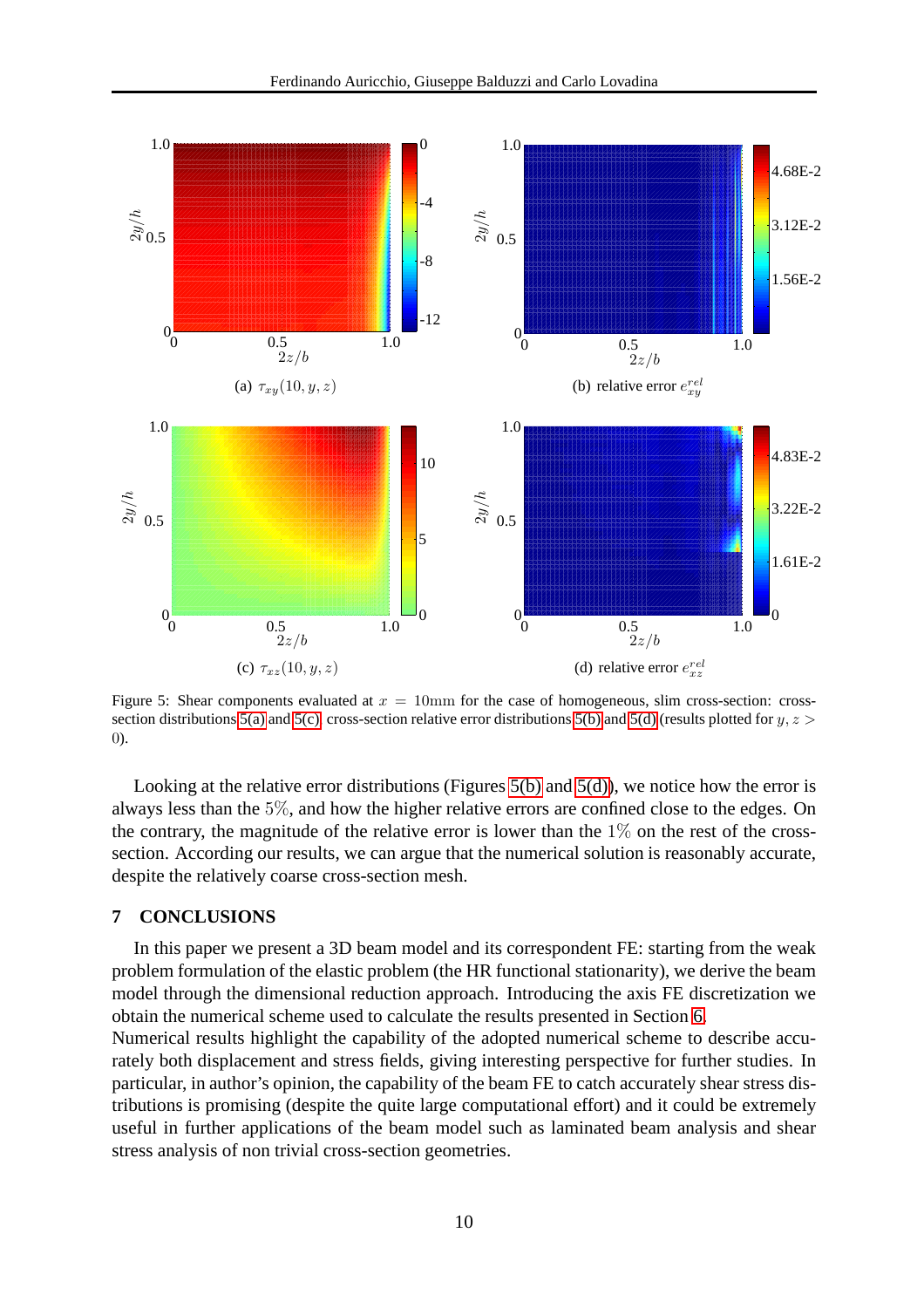(a) $\tau_{xy}(10, y, z)$

(b) relative error $e^{rel}_{xy}$

(c) $\tau_{xz}(10, y, z)$

(d) relative error $e^{rel}_{xz}$

Figure 5: Shear components evaluated at $x = 10\text{mm}$ for the case of homogeneous, slim cross-section: cross-section distributions 5(a) and 5(c), cross-section relative error distributions 5(b) and 5(d) (results plotted for $y, z > 0$).

Looking at the relative error distributions (Figures 5(b) and 5(d)), we notice how the error is always less than the $5\%$, and how the higher relative errors are confined close to the edges. On the contrary, the magnitude of the relative error is lower than the $1\%$ on the rest of the cross-section. According our results, we can argue that the numerical solution is reasonably accurate, despite the relatively coarse cross-section mesh.

## 7 CONCLUSIONS

In this paper we present a 3D beam model and its correspondent FE: starting from the weak problem formulation of the elastic problem (the HR functional stationarity), we derive the beam model through the dimensional reduction approach. Introducing the axis FE discretization we obtain the numerical scheme used to calculate the results presented in Section 6.

Numerical results highlight the capability of the adopted numerical scheme to describe accurately both displacement and stress fields, giving interesting perspective for further studies. In particular, in author's opinion, the capability of the beam FE to catch accurately shear stress distributions is promising (despite the quite large computational effort) and it could be extremely useful in further applications of the beam model such as laminated beam analysis and shear stress analysis of non trivial cross-section geometries.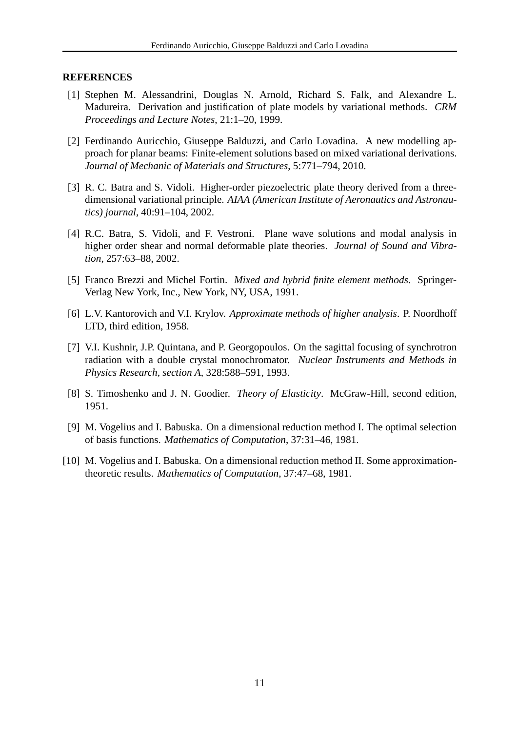**REFERENCES**

[1] Stephen M. Alessandrini, Douglas N. Arnold, Richard S. Falk, and Alexandre L. Madureira. Derivation and justification of plate models by variational methods. *CRM Proceedings and Lecture Notes*, 21:1–20, 1999.

[2] Ferdinando Auricchio, Giuseppe Balduzzi, and Carlo Lovadina. A new modelling approach for planar beams: Finite-element solutions based on mixed variational derivations. *Journal of Mechanic of Materials and Structures*, 5:771–794, 2010.

[3] R. C. Batra and S. Vidoli. Higher-order piezoelectric plate theory derived from a three-dimensional variational principle. *AIAA (American Institute of Aeronautics and Astronautics) journal*, 40:91–104, 2002.

[4] R.C. Batra, S. Vidoli, and F. Vestroni. Plane wave solutions and modal analysis in higher order shear and normal deformable plate theories. *Journal of Sound and Vibration*, 257:63–88, 2002.

[5] Franco Brezzi and Michel Fortin. *Mixed and hybrid finite element methods*. Springer-Verlag New York, Inc., New York, NY, USA, 1991.

[6] L.V. Kantorovich and V.I. Krylov. *Approximate methods of higher analysis*. P. Noordhoff LTD, third edition, 1958.

[7] V.I. Kushnir, J.P. Quintana, and P. Georgopoulos. On the sagittal focusing of synchrotron radiation with a double crystal monochromator. *Nuclear Instruments and Methods in Physics Research, section A*, 328:588–591, 1993.

[8] S. Timoshenko and J. N. Goodier. *Theory of Elasticity*. McGraw-Hill, second edition, 1951.

[9] M. Vogelius and I. Babuska. On a dimensional reduction method I. The optimal selection of basis functions. *Mathematics of Computation*, 37:31–46, 1981.

[10] M. Vogelius and I. Babuska. On a dimensional reduction method II. Some approximation-theoretic results. *Mathematics of Computation*, 37:47–68, 1981.